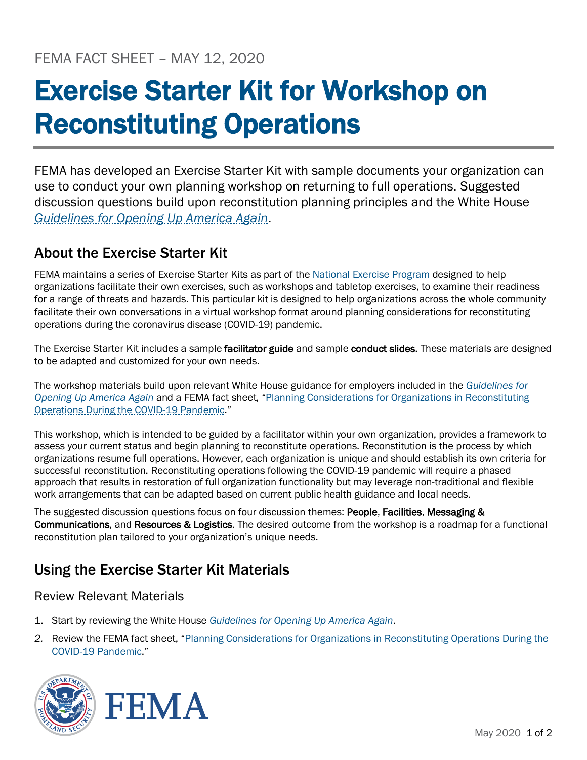FEMA FACT SHEET – MAY 12, 2020

# Exercise Starter Kit for Workshop on Reconstituting Operations

FEMA has developed an Exercise Starter Kit with sample documents your organization can use to conduct your own planning workshop on returning to full operations. Suggested discussion questions build upon reconstitution planning principles and the White House *Guidelines for Opening Up America Again*.

## About the Exercise Starter Kit

FEMA maintains a series of Exercise Starter Kits as part of the National Exercise Program designed to help organizations facilitate their own exercises, such as workshops and tabletop exercises, to examine their readiness for a range of threats and hazards. This particular kit is designed to help organizations across the whole community facilitate their own conversations in a virtual workshop format around planning considerations for reconstituting operations during the coronavirus disease (COVID-19) pandemic.

The Exercise Starter Kit includes a sample **facilitator guide** and sample **conduct slides**. These materials are designed to be adapted and customized for your own needs.

The workshop materials build upon relevant White House guidance for employers included in the *Guidelines for Opening Up America Again* and a FEMA fact sheet, "Planning Considerations for Organizations in Reconstituting Operations During the COVID-19 Pandemic."

This workshop, which is intended to be guided by a facilitator within your own organization, provides a framework to assess your current status and begin planning to reconstitute operations. Reconstitution is the process by which organizations resume full operations. However, each organization is unique and should establish its own criteria for successful reconstitution. Reconstituting operations following the COVID-19 pandemic will require a phased approach that results in restoration of full organization functionality but may leverage non-traditional and flexible work arrangements that can be adapted based on current public health guidance and local needs.

The suggested discussion questions focus on four discussion themes: **People**, **Facilities**, **Messaging & Communications**, and **Resources & Logistics**. The desired outcome from the workshop is a roadmap for a functional reconstitution plan tailored to your organization's unique needs.

## Using the Exercise Starter Kit Materials

### Review Relevant Materials

1. Start by reviewing the White House *Guidelines for Opening Up America Again*.
2. Review the FEMA fact sheet, "Planning Considerations for Organizations in Reconstituting Operations During the COVID-19 Pandemic."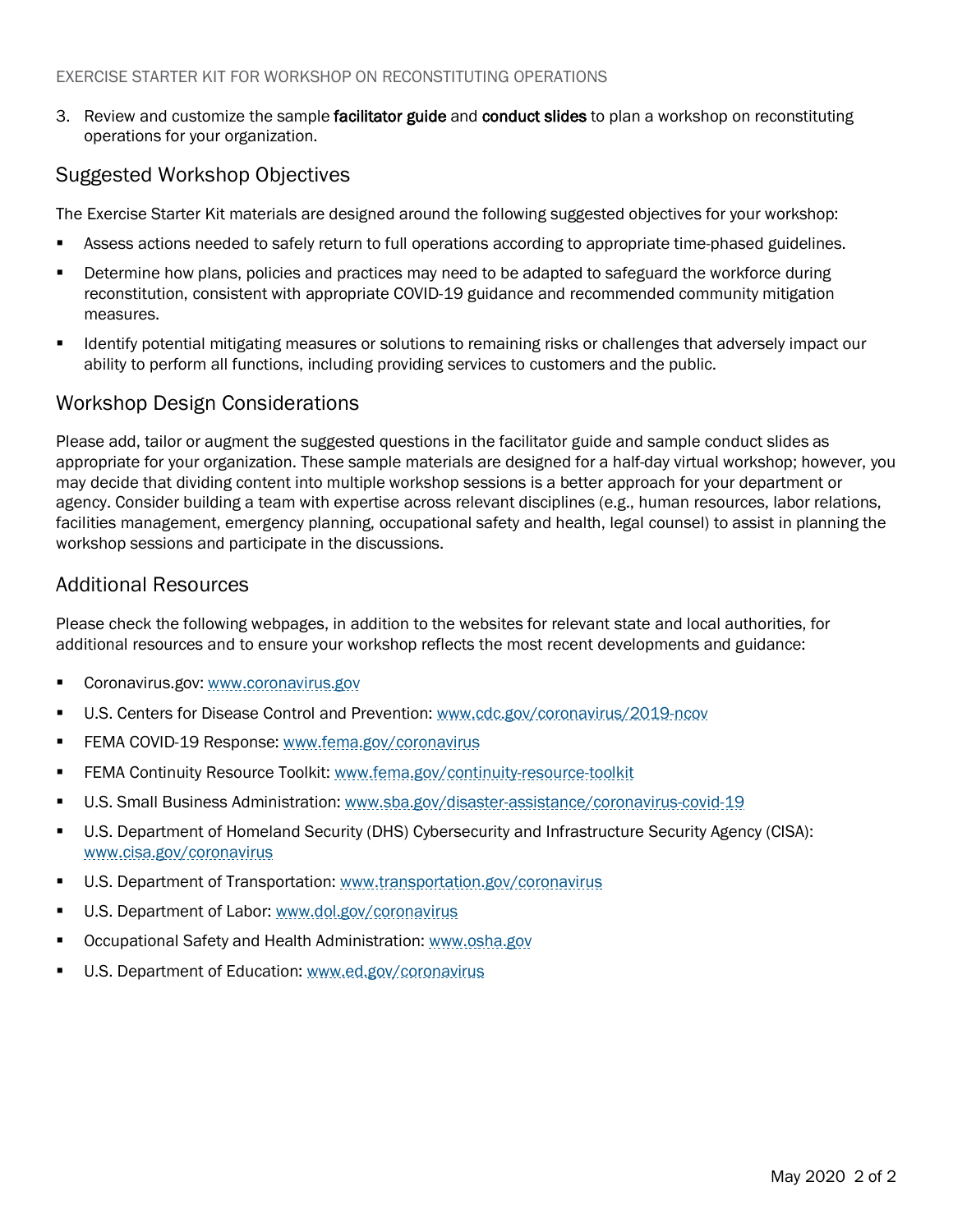3. Review and customize the sample **facilitator guide** and **conduct slides** to plan a workshop on reconstituting operations for your organization.

## Suggested Workshop Objectives

The Exercise Starter Kit materials are designed around the following suggested objectives for your workshop:

- Assess actions needed to safely return to full operations according to appropriate time-phased guidelines.
- Determine how plans, policies and practices may need to be adapted to safeguard the workforce during reconstitution, consistent with appropriate COVID-19 guidance and recommended community mitigation measures.
- Identify potential mitigating measures or solutions to remaining risks or challenges that adversely impact our ability to perform all functions, including providing services to customers and the public.

## Workshop Design Considerations

Please add, tailor or augment the suggested questions in the facilitator guide and sample conduct slides as appropriate for your organization. These sample materials are designed for a half-day virtual workshop; however, you may decide that dividing content into multiple workshop sessions is a better approach for your department or agency. Consider building a team with expertise across relevant disciplines (e.g., human resources, labor relations, facilities management, emergency planning, occupational safety and health, legal counsel) to assist in planning the workshop sessions and participate in the discussions.

## Additional Resources

Please check the following webpages, in addition to the websites for relevant state and local authorities, for additional resources and to ensure your workshop reflects the most recent developments and guidance:

- Coronavirus.gov: www.coronavirus.gov
- U.S. Centers for Disease Control and Prevention: www.cdc.gov/coronavirus/2019-ncov
- FEMA COVID-19 Response: www.fema.gov/coronavirus
- FEMA Continuity Resource Toolkit: www.fema.gov/continuity-resource-toolkit
- U.S. Small Business Administration: www.sba.gov/disaster-assistance/coronavirus-covid-19
- U.S. Department of Homeland Security (DHS) Cybersecurity and Infrastructure Security Agency (CISA): www.cisa.gov/coronavirus
- U.S. Department of Transportation: www.transportation.gov/coronavirus
- U.S. Department of Labor: www.dol.gov/coronavirus
- Occupational Safety and Health Administration: www.osha.gov
- U.S. Department of Education: www.ed.gov/coronavirus

May 2020